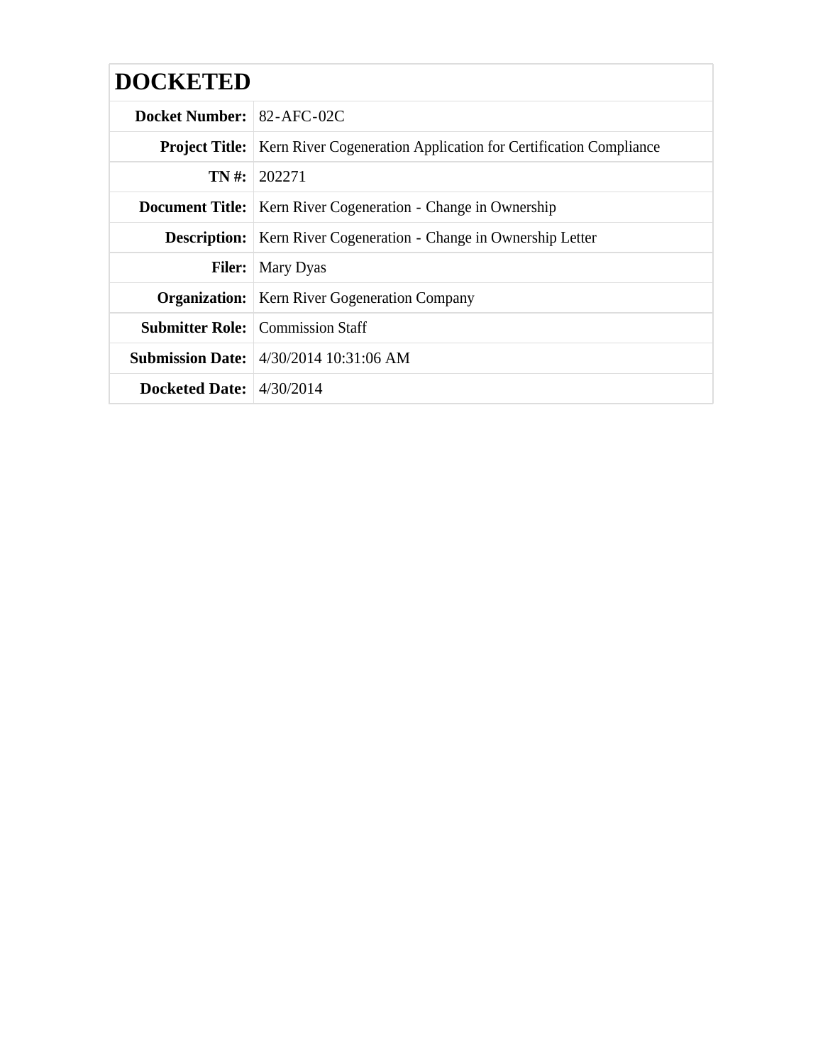| DOCKETED | |
|---|---|
| **Docket Number:** | 82-AFC-02C |
| **Project Title:** | Kern River Cogeneration Application for Certification Compliance |
| **TN #:** | 202271 |
| **Document Title:** | Kern River Cogeneration - Change in Ownership |
| **Description:** | Kern River Cogeneration - Change in Ownership Letter |
| **Filer:** | Mary Dyas |
| **Organization:** | Kern River Gogeneration Company |
| **Submitter Role:** | Commission Staff |
| **Submission Date:** | 4/30/2014 10:31:06 AM |
| **Docketed Date:** | 4/30/2014 |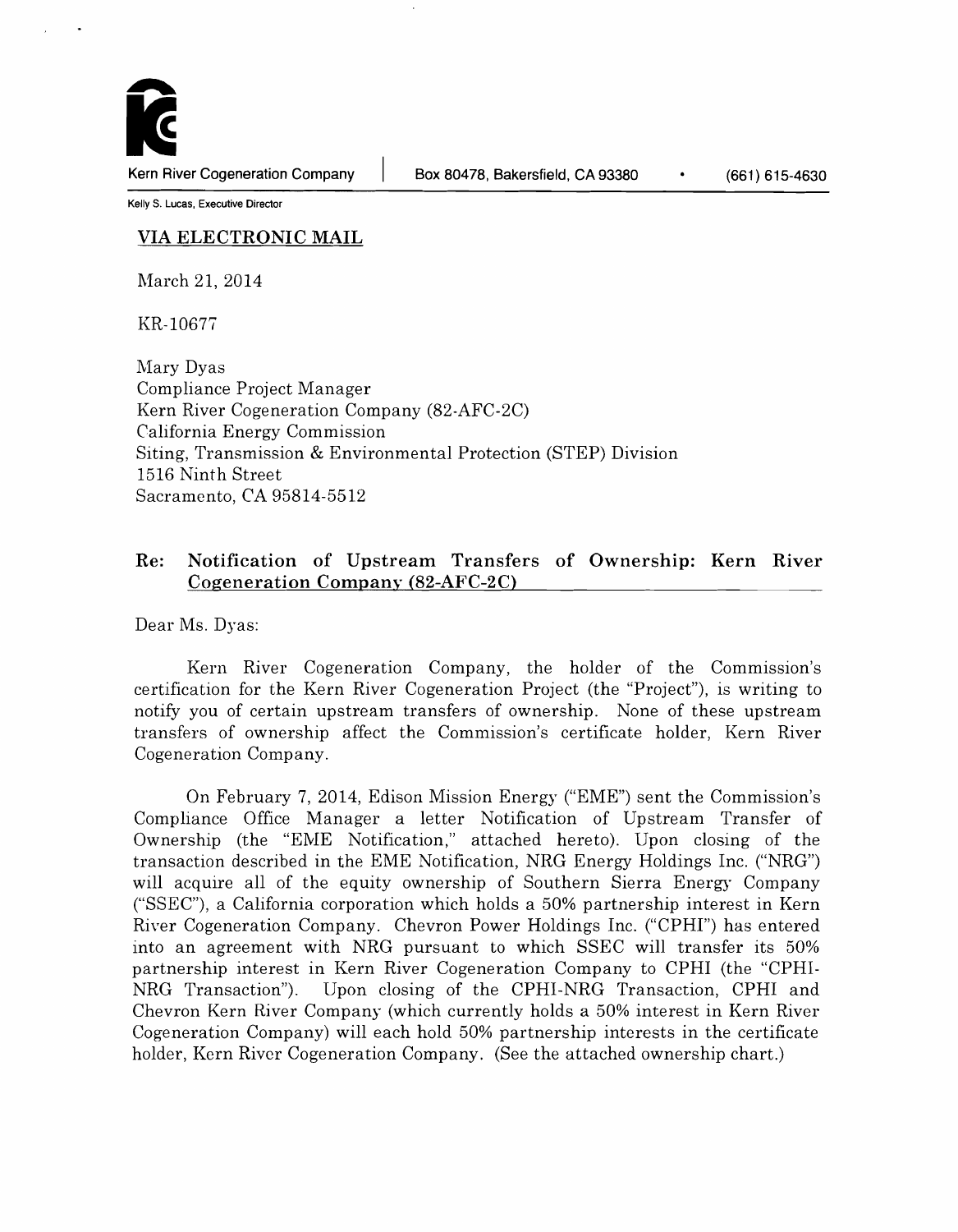Kern River Cogeneration Company | Box 80478, Bakersfield, CA 93380 • (661) 615-4630

Kelly S. Lucas, Executive Director

**VIA ELECTRONIC MAIL**

March 21, 2014

KR-10677

Mary Dyas
Compliance Project Manager
Kern River Cogeneration Company (82-AFC-2C)
California Energy Commission
Siting, Transmission & Environmental Protection (STEP) Division
1516 Ninth Street
Sacramento, CA 95814-5512

**Re: Notification of Upstream Transfers of Ownership: Kern River Cogeneration Company (82-AFC-2C)**

Dear Ms. Dyas:

Kern River Cogeneration Company, the holder of the Commission's certification for the Kern River Cogeneration Project (the "Project"), is writing to notify you of certain upstream transfers of ownership. None of these upstream transfers of ownership affect the Commission's certificate holder, Kern River Cogeneration Company.

On February 7, 2014, Edison Mission Energy ("EME") sent the Commission's Compliance Office Manager a letter Notification of Upstream Transfer of Ownership (the "EME Notification," attached hereto). Upon closing of the transaction described in the EME Notification, NRG Energy Holdings Inc. ("NRG") will acquire all of the equity ownership of Southern Sierra Energy Company ("SSEC"), a California corporation which holds a 50% partnership interest in Kern River Cogeneration Company. Chevron Power Holdings Inc. ("CPHI") has entered into an agreement with NRG pursuant to which SSEC will transfer its 50% partnership interest in Kern River Cogeneration Company to CPHI (the "CPHI-NRG Transaction"). Upon closing of the CPHI-NRG Transaction, CPHI and Chevron Kern River Company (which currently holds a 50% interest in Kern River Cogeneration Company) will each hold 50% partnership interests in the certificate holder, Kern River Cogeneration Company. (See the attached ownership chart.)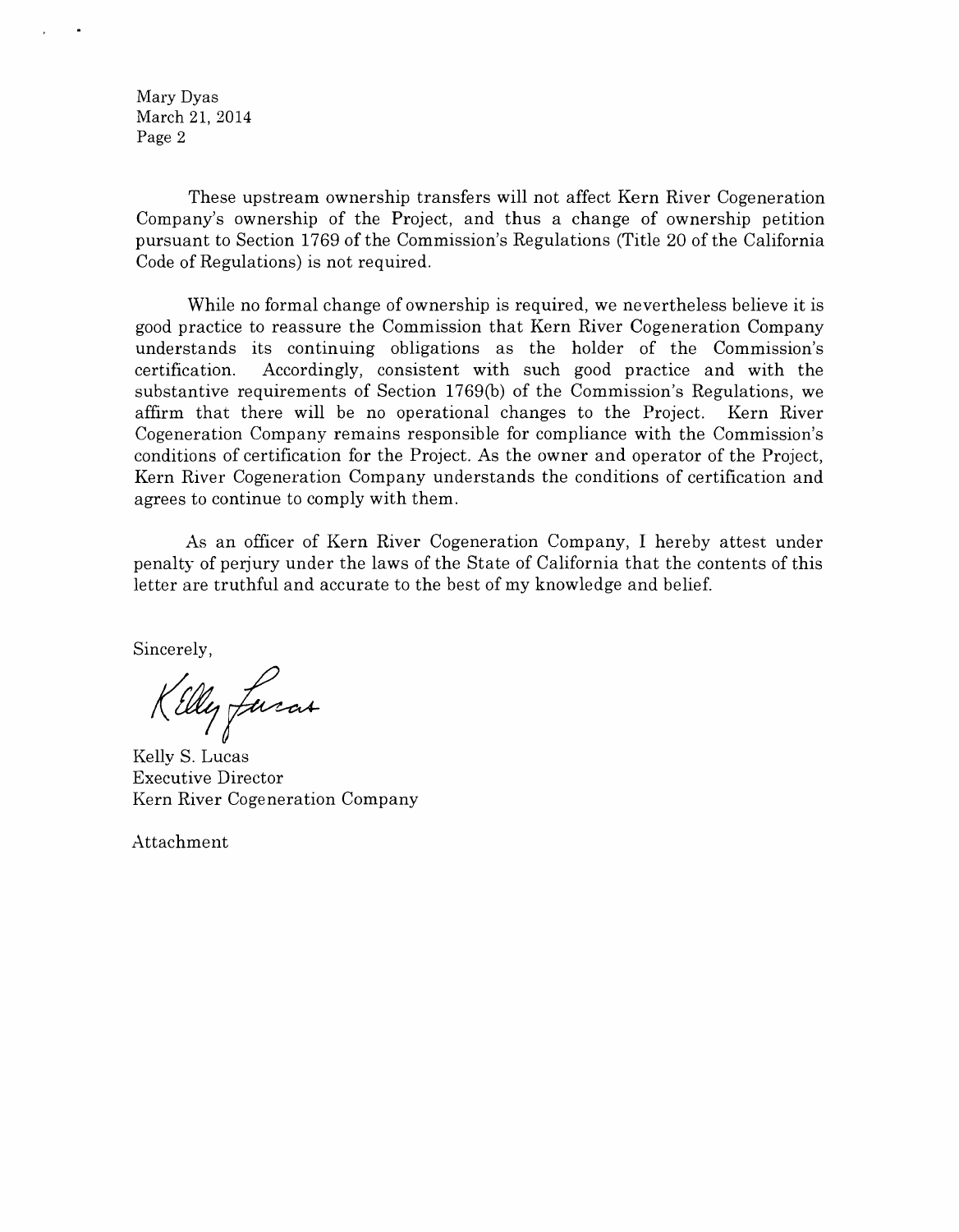These upstream ownership transfers will not affect Kern River Cogeneration Company's ownership of the Project, and thus a change of ownership petition pursuant to Section 1769 of the Commission's Regulations (Title 20 of the California Code of Regulations) is not required.

While no formal change of ownership is required, we nevertheless believe it is good practice to reassure the Commission that Kern River Cogeneration Company understands its continuing obligations as the holder of the Commission's certification. Accordingly, consistent with such good practice and with the substantive requirements of Section 1769(b) of the Commission's Regulations, we affirm that there will be no operational changes to the Project. Kern River Cogeneration Company remains responsible for compliance with the Commission's conditions of certification for the Project. As the owner and operator of the Project, Kern River Cogeneration Company understands the conditions of certification and agrees to continue to comply with them.

As an officer of Kern River Cogeneration Company, I hereby attest under penalty of perjury under the laws of the State of California that the contents of this letter are truthful and accurate to the best of my knowledge and belief.

Sincerely,

Kelly S. Lucas
Executive Director
Kern River Cogeneration Company

Attachment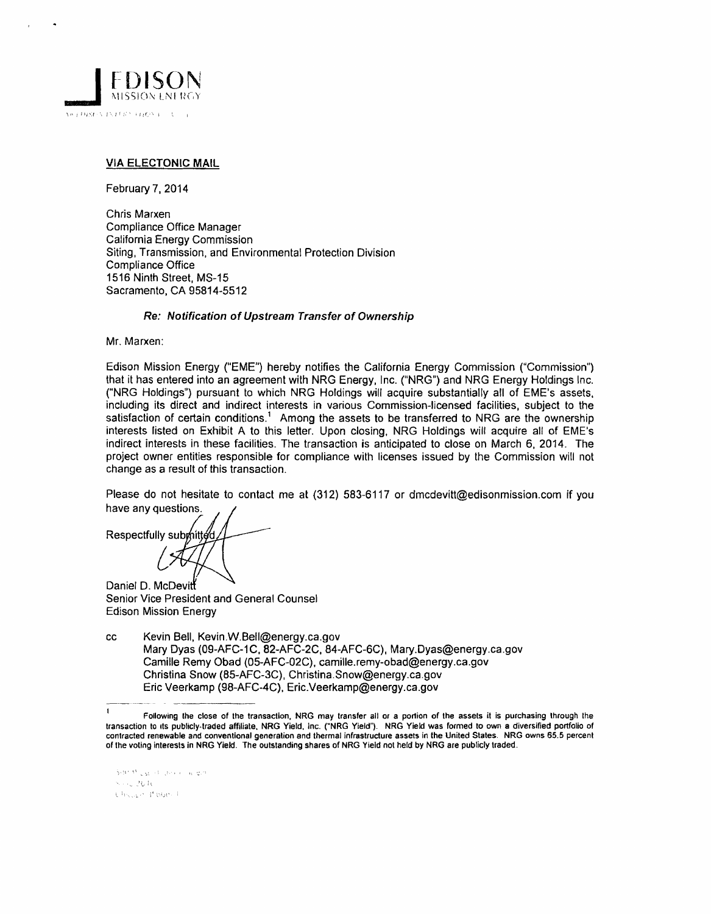**EDISON**
MISSION ENERGY

**VIA ELECTONIC MAIL**

February 7, 2014

Chris Marxen
Compliance Office Manager
California Energy Commission
Siting, Transmission, and Environmental Protection Division
Compliance Office
1516 Ninth Street, MS-15
Sacramento, CA 95814-5512

***Re: Notification of Upstream Transfer of Ownership***

Mr. Marxen:

Edison Mission Energy ("EME") hereby notifies the California Energy Commission ("Commission") that it has entered into an agreement with NRG Energy, Inc. ("NRG") and NRG Energy Holdings Inc. ("NRG Holdings") pursuant to which NRG Holdings will acquire substantially all of EME's assets, including its direct and indirect interests in various Commission-licensed facilities, subject to the satisfaction of certain conditions.[1] Among the assets to be transferred to NRG are the ownership interests listed on Exhibit A to this letter. Upon closing, NRG Holdings will acquire all of EME's indirect interests in these facilities. The transaction is anticipated to close on March 6, 2014. The project owner entities responsible for compliance with licenses issued by the Commission will not change as a result of this transaction.

Please do not hesitate to contact me at (312) 583-6117 or dmcdevitt@edisonmission.com if you have any questions.

Respectfully submitted,

Daniel D. McDevitt
Senior Vice President and General Counsel
Edison Mission Energy

cc Kevin Bell, Kevin.W.Bell@energy.ca.gov
Mary Dyas (09-AFC-1C, 82-AFC-2C, 84-AFC-6C), Mary.Dyas@energy.ca.gov
Camille Remy Obad (05-AFC-02C), camille.remy-obad@energy.ca.gov
Christina Snow (85-AFC-3C), Christina.Snow@energy.ca.gov
Eric Veerkamp (98-AFC-4C), Eric.Veerkamp@energy.ca.gov

---

[1] Following the close of the transaction, NRG may transfer all or a portion of the assets it is purchasing through the transaction to its publicly-traded affiliate, NRG Yield, Inc. ("NRG Yield"). NRG Yield was formed to own a diversified portfolio of contracted renewable and conventional generation and thermal infrastructure assets in the United States. NRG owns 65.5 percent of the voting interests in NRG Yield. The outstanding shares of NRG Yield not held by NRG are publicly traded.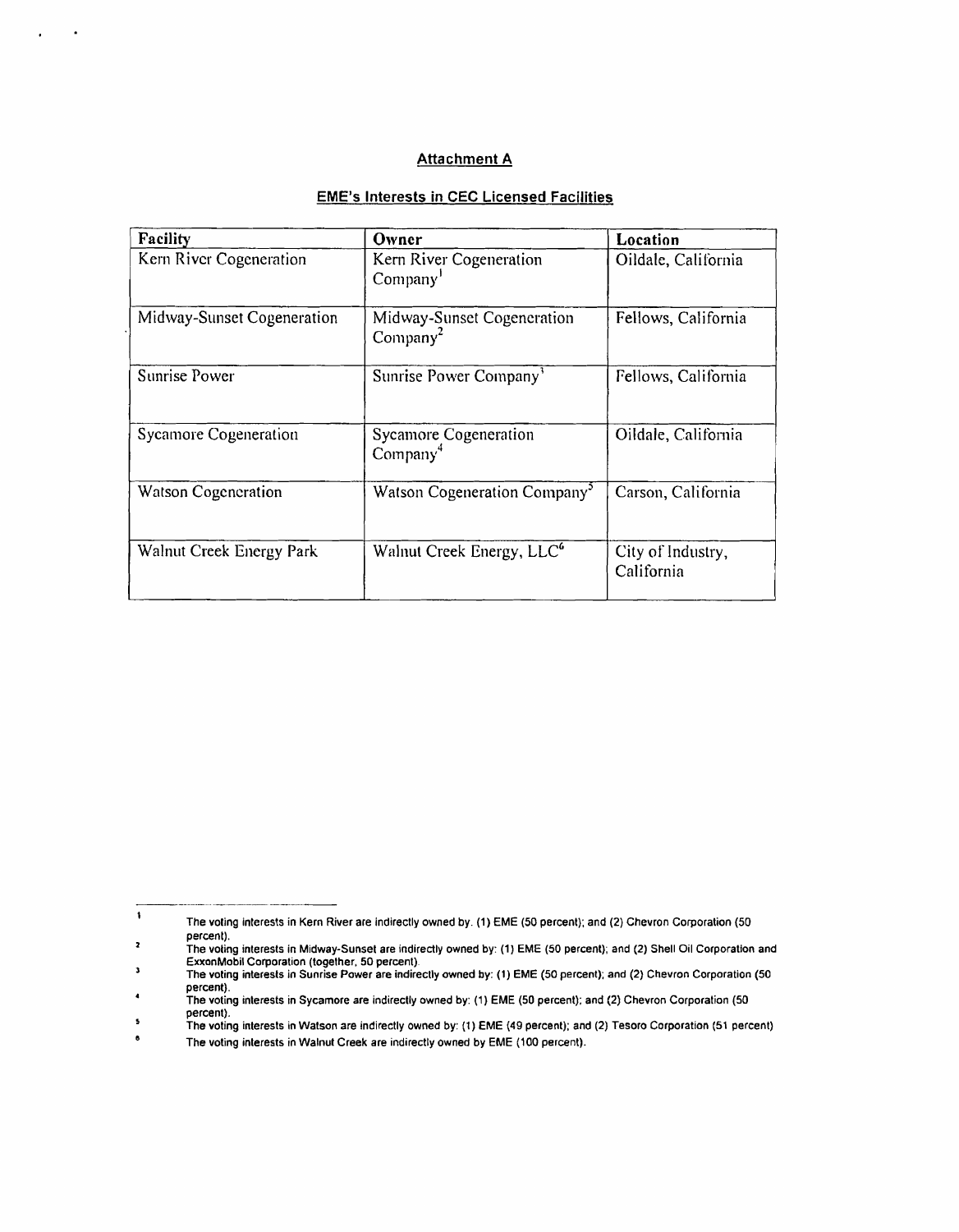**Attachment A**

**EME's Interests in CEC Licensed Facilities**

| Facility | Owner | Location |
|---|---|---|
| Kern River Cogeneration | Kern River Cogeneration Company[1] | Oildale, California |
| Midway-Sunset Cogeneration | Midway-Sunset Cogeneration Company[2] | Fellows, California |
| Sunrise Power | Sunrise Power Company[3] | Fellows, California |
| Sycamore Cogeneration | Sycamore Cogeneration Company[4] | Oildale, California |
| Watson Cogeneration | Watson Cogeneration Company[5] | Carson, California |
| Walnut Creek Energy Park | Walnut Creek Energy, LLC[6] | City of Industry, California |

---

1 The voting interests in Kern River are indirectly owned by. (1) EME (50 percent); and (2) Chevron Corporation (50 percent).

2 The voting interests in Midway-Sunset are indirectly owned by: (1) EME (50 percent); and (2) Shell Oil Corporation and ExxonMobil Corporation (together, 50 percent).

3 The voting interests in Sunrise Power are indirectly owned by: (1) EME (50 percent); and (2) Chevron Corporation (50 percent).

4 The voting interests in Sycamore are indirectly owned by: (1) EME (50 percent); and (2) Chevron Corporation (50 percent).

5 The voting interests in Watson are indirectly owned by: (1) EME (49 percent); and (2) Tesoro Corporation (51 percent)

6 The voting interests in Walnut Creek are indirectly owned by EME (100 percent).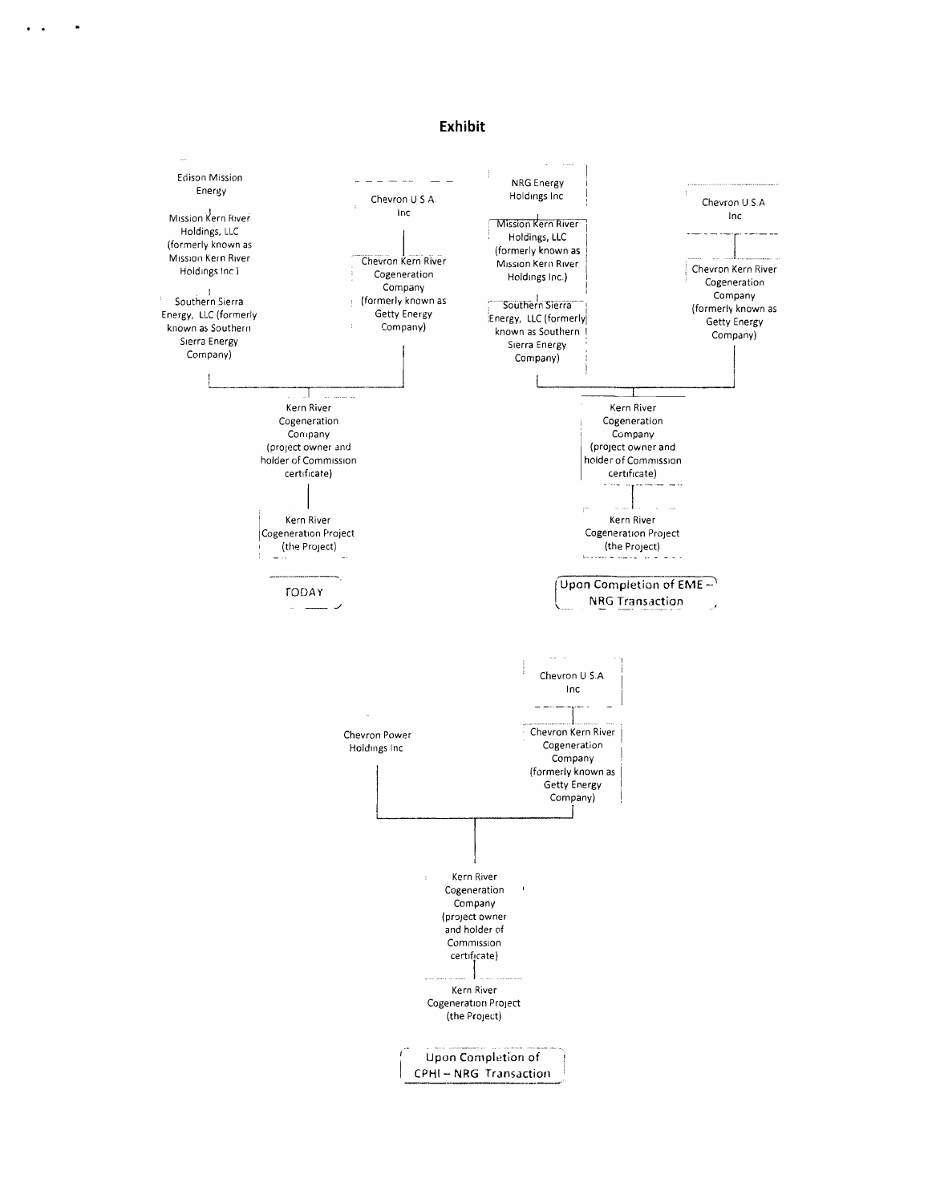## Exhibit

Edison Mission Energy

Mission Kern River Holdings, LLC (formerly known as Mission Kern River Holdings Inc.)

Southern Sierra Energy, LLC (formerly known as Southern Sierra Energy Company)

Chevron U.S.A. Inc

Chevron Kern River Cogeneration Company (formerly known as Getty Energy Company)

Kern River Cogeneration Company (project owner and holder of Commission certificate)

Kern River Cogeneration Project (the Project)

TODAY

NRG Energy Holdings Inc

Mission Kern River Holdings, LLC (formerly known as Mission Kern River Holdings Inc.)

Southern Sierra Energy, LLC (formerly known as Southern Sierra Energy Company)

Chevron U.S.A. Inc

Chevron Kern River Cogeneration Company (formerly known as Getty Energy Company)

Kern River Cogeneration Company (project owner and holder of Commission certificate)

Kern River Cogeneration Project (the Project)

Upon Completion of EME – NRG Transaction

Chevron Power Holdings Inc

Chevron U.S.A. Inc

Chevron Kern River Cogeneration Company (formerly known as Getty Energy Company)

Kern River Cogeneration Company (project owner and holder of Commission certificate)

Kern River Cogeneration Project (the Project)

Upon Completion of CPHI – NRG Transaction